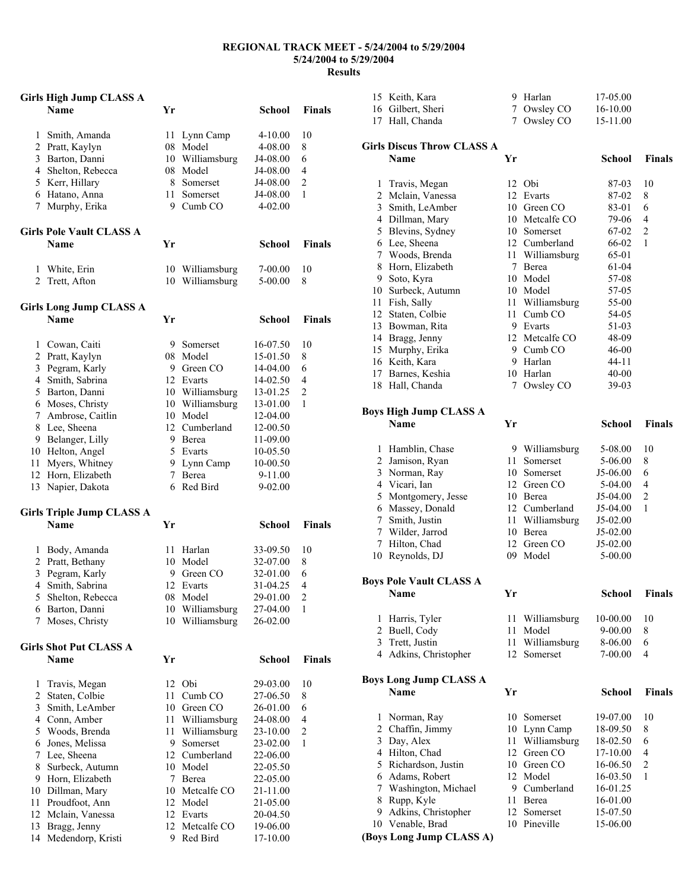# REGIONAL TRACK MEET - 5/24/2004 to 5/29/2004

## 5/24/2004 to 5/29/2004

## Results

### Girls High Jump CLASS A

| | Name | Yr | School | | Finals |
|---|---|---|---|---|---|
| 1 | Smith, Amanda | 11 | Lynn Camp | 4-10.00 | 10 |
| 2 | Pratt, Kaylyn | 08 | Model | 4-08.00 | 8 |
| 3 | Barton, Danni | 10 | Williamsburg | J4-08.00 | 6 |
| 4 | Shelton, Rebecca | 08 | Model | J4-08.00 | 4 |
| 5 | Kerr, Hillary | 8 | Somerset | J4-08.00 | 2 |
| 6 | Hatano, Anna | 11 | Somerset | J4-08.00 | 1 |
| 7 | Murphy, Erika | 9 | Cumb CO | 4-02.00 | |

### Girls Pole Vault CLASS A

| | Name | Yr | School | | Finals |
|---|---|---|---|---|---|
| 1 | White, Erin | 10 | Williamsburg | 7-00.00 | 10 |
| 2 | Trett, Afton | 10 | Williamsburg | 5-00.00 | 8 |

### Girls Long Jump CLASS A

| | Name | Yr | School | | Finals |
|---|---|---|---|---|---|
| 1 | Cowan, Caiti | 9 | Somerset | 16-07.50 | 10 |
| 2 | Pratt, Kaylyn | 08 | Model | 15-01.50 | 8 |
| 3 | Pegram, Karly | 9 | Green CO | 14-04.00 | 6 |
| 4 | Smith, Sabrina | 12 | Evarts | 14-02.50 | 4 |
| 5 | Barton, Danni | 10 | Williamsburg | 13-01.25 | 2 |
| 6 | Moses, Christy | 10 | Williamsburg | 13-01.00 | 1 |
| 7 | Ambrose, Caitlin | 10 | Model | 12-04.00 | |
| 8 | Lee, Sheena | 12 | Cumberland | 12-00.50 | |
| 9 | Belanger, Lilly | 9 | Berea | 11-09.00 | |
| 10 | Helton, Angel | 5 | Evarts | 10-05.50 | |
| 11 | Myers, Whitney | 9 | Lynn Camp | 10-00.50 | |
| 12 | Horn, Elizabeth | 7 | Berea | 9-11.00 | |
| 13 | Napier, Dakota | 6 | Red Bird | 9-02.00 | |

### Girls Triple Jump CLASS A

| | Name | Yr | School | | Finals |
|---|---|---|---|---|---|
| 1 | Body, Amanda | 11 | Harlan | 33-09.50 | 10 |
| 2 | Pratt, Bethany | 10 | Model | 32-07.00 | 8 |
| 3 | Pegram, Karly | 9 | Green CO | 32-01.00 | 6 |
| 4 | Smith, Sabrina | 12 | Evarts | 31-04.25 | 4 |
| 5 | Shelton, Rebecca | 08 | Model | 29-01.00 | 2 |
| 6 | Barton, Danni | 10 | Williamsburg | 27-04.00 | 1 |
| 7 | Moses, Christy | 10 | Williamsburg | 26-02.00 | |

### Girls Shot Put CLASS A

| | Name | Yr | School | | Finals |
|---|---|---|---|---|---|
| 1 | Travis, Megan | 12 | Obi | 29-03.00 | 10 |
| 2 | Staten, Colbie | 11 | Cumb CO | 27-06.50 | 8 |
| 3 | Smith, LeAmber | 10 | Green CO | 26-01.00 | 6 |
| 4 | Conn, Amber | 11 | Williamsburg | 24-08.00 | 4 |
| 5 | Woods, Brenda | 11 | Williamsburg | 23-10.00 | 2 |
| 6 | Jones, Melissa | 9 | Somerset | 23-02.00 | 1 |
| 7 | Lee, Sheena | 12 | Cumberland | 22-06.00 | |
| 8 | Surbeck, Autumn | 10 | Model | 22-05.50 | |
| 9 | Horn, Elizabeth | 7 | Berea | 22-05.00 | |
| 10 | Dillman, Mary | 10 | Metcalfe CO | 21-11.00 | |
| 11 | Proudfoot, Ann | 12 | Model | 21-05.00 | |
| 12 | Mclain, Vanessa | 12 | Evarts | 20-04.50 | |
| 13 | Bragg, Jenny | 12 | Metcalfe CO | 19-06.00 | |
| 14 | Medendorp, Kristi | 9 | Red Bird | 17-10.00 | |
| 15 | Keith, Kara | 9 | Harlan | 17-05.00 | |
| 16 | Gilbert, Sheri | 7 | Owsley CO | 16-10.00 | |
| 17 | Hall, Chanda | 7 | Owsley CO | 15-11.00 | |

### Girls Discus Throw CLASS A

| | Name | Yr | School | | Finals |
|---|---|---|---|---|---|
| 1 | Travis, Megan | 12 | Obi | 87-03 | 10 |
| 2 | Mclain, Vanessa | 12 | Evarts | 87-02 | 8 |
| 3 | Smith, LeAmber | 10 | Green CO | 83-01 | 6 |
| 4 | Dillman, Mary | 10 | Metcalfe CO | 79-06 | 4 |
| 5 | Blevins, Sydney | 10 | Somerset | 67-02 | 2 |
| 6 | Lee, Sheena | 12 | Cumberland | 66-02 | 1 |
| 7 | Woods, Brenda | 11 | Williamsburg | 65-01 | |
| 8 | Horn, Elizabeth | 7 | Berea | 61-04 | |
| 9 | Soto, Kyra | 10 | Model | 57-08 | |
| 10 | Surbeck, Autumn | 10 | Model | 57-05 | |
| 11 | Fish, Sally | 11 | Williamsburg | 55-00 | |
| 12 | Staten, Colbie | 11 | Cumb CO | 54-05 | |
| 13 | Bowman, Rita | 9 | Evarts | 51-03 | |
| 14 | Bragg, Jenny | 12 | Metcalfe CO | 48-09 | |
| 15 | Murphy, Erika | 9 | Cumb CO | 46-00 | |
| 16 | Keith, Kara | 9 | Harlan | 44-11 | |
| 17 | Barnes, Keshia | 10 | Harlan | 40-00 | |
| 18 | Hall, Chanda | 7 | Owsley CO | 39-03 | |

### Boys High Jump CLASS A

| | Name | Yr | School | | Finals |
|---|---|---|---|---|---|
| 1 | Hamblin, Chase | 9 | Williamsburg | 5-08.00 | 10 |
| 2 | Jamison, Ryan | 11 | Somerset | 5-06.00 | 8 |
| 3 | Norman, Ray | 10 | Somerset | J5-06.00 | 6 |
| 4 | Vicari, Ian | 12 | Green CO | 5-04.00 | 4 |
| 5 | Montgomery, Jesse | 10 | Berea | J5-04.00 | 2 |
| 6 | Massey, Donald | 12 | Cumberland | J5-04.00 | 1 |
| 7 | Smith, Justin | 11 | Williamsburg | J5-02.00 | |
| 7 | Wilder, Jarrod | 10 | Berea | J5-02.00 | |
| 7 | Hilton, Chad | 12 | Green CO | J5-02.00 | |
| 10 | Reynolds, DJ | 09 | Model | 5-00.00 | |

### Boys Pole Vault CLASS A

| | Name | Yr | School | | Finals |
|---|---|---|---|---|---|
| 1 | Harris, Tyler | 11 | Williamsburg | 10-00.00 | 10 |
| 2 | Buell, Cody | 11 | Model | 9-00.00 | 8 |
| 3 | Trett, Justin | 11 | Williamsburg | 8-06.00 | 6 |
| 4 | Adkins, Christopher | 12 | Somerset | 7-00.00 | 4 |

### Boys Long Jump CLASS A

| | Name | Yr | School | | Finals |
|---|---|---|---|---|---|
| 1 | Norman, Ray | 10 | Somerset | 19-07.00 | 10 |
| 2 | Chaffin, Jimmy | 10 | Lynn Camp | 18-09.50 | 8 |
| 3 | Day, Alex | 11 | Williamsburg | 18-02.50 | 6 |
| 4 | Hilton, Chad | 12 | Green CO | 17-10.00 | 4 |
| 5 | Richardson, Justin | 10 | Green CO | 16-06.50 | 2 |
| 6 | Adams, Robert | 12 | Model | 16-03.50 | 1 |
| 7 | Washington, Michael | 9 | Cumberland | 16-01.25 | |
| 8 | Rupp, Kyle | 11 | Berea | 16-01.00 | |
| 9 | Adkins, Christopher | 12 | Somerset | 15-07.50 | |
| 10 | Venable, Brad | 10 | Pineville | 15-06.00 | |

**(Boys Long Jump CLASS A)**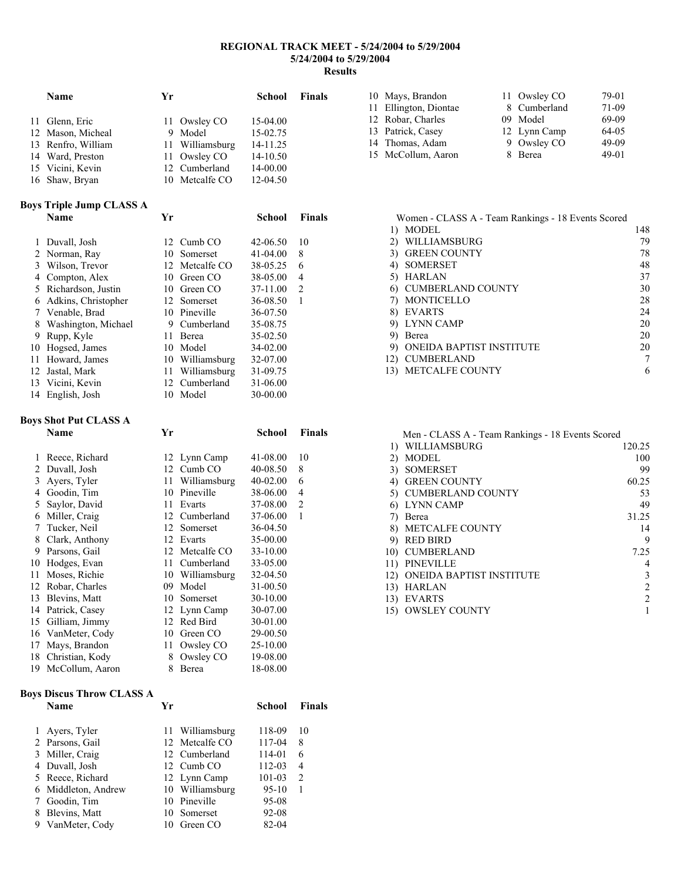# REGIONAL TRACK MEET - 5/24/2004 to 5/29/2004

**5/24/2004 to 5/29/2004**

**Results**

| | Name | Yr | School | Finals | |
|---|---|---|---|---|---|
| 11 | Glenn, Eric | 11 | Owsley CO | 15-04.00 | |
| 12 | Mason, Micheal | 9 | Model | 15-02.75 | |
| 13 | Renfro, William | 11 | Williamsburg | 14-11.25 | |
| 14 | Ward, Preston | 11 | Owsley CO | 14-10.50 | |
| 15 | Vicini, Kevin | 12 | Cumberland | 14-00.00 | |
| 16 | Shaw, Bryan | 10 | Metcalfe CO | 12-04.50 | |

### Boys Triple Jump CLASS A

| | Name | Yr | School | Finals | |
|---|---|---|---|---|---|
| 1 | Duvall, Josh | 12 | Cumb CO | 42-06.50 | 10 |
| 2 | Norman, Ray | 10 | Somerset | 41-04.00 | 8 |
| 3 | Wilson, Trevor | 12 | Metcalfe CO | 38-05.25 | 6 |
| 4 | Compton, Alex | 10 | Green CO | 38-05.00 | 4 |
| 5 | Richardson, Justin | 10 | Green CO | 37-11.00 | 2 |
| 6 | Adkins, Christopher | 12 | Somerset | 36-08.50 | 1 |
| 7 | Venable, Brad | 10 | Pineville | 36-07.50 | |
| 8 | Washington, Michael | 9 | Cumberland | 35-08.75 | |
| 9 | Rupp, Kyle | 11 | Berea | 35-02.50 | |
| 10 | Hogsed, James | 10 | Model | 34-02.00 | |
| 11 | Howard, James | 10 | Williamsburg | 32-07.00 | |
| 12 | Jastal, Mark | 11 | Williamsburg | 31-09.75 | |
| 13 | Vicini, Kevin | 12 | Cumberland | 31-06.00 | |
| 14 | English, Josh | 10 | Model | 30-00.00 | |

### Boys Shot Put CLASS A

| | Name | Yr | School | Finals | |
|---|---|---|---|---|---|
| 1 | Reece, Richard | 12 | Lynn Camp | 41-08.00 | 10 |
| 2 | Duvall, Josh | 12 | Cumb CO | 40-08.50 | 8 |
| 3 | Ayers, Tyler | 11 | Williamsburg | 40-02.00 | 6 |
| 4 | Goodin, Tim | 10 | Pineville | 38-06.00 | 4 |
| 5 | Saylor, David | 11 | Evarts | 37-08.00 | 2 |
| 6 | Miller, Craig | 12 | Cumberland | 37-06.00 | 1 |
| 7 | Tucker, Neil | 12 | Somerset | 36-04.50 | |
| 8 | Clark, Anthony | 12 | Evarts | 35-00.00 | |
| 9 | Parsons, Gail | 12 | Metcalfe CO | 33-10.00 | |
| 10 | Hodges, Evan | 11 | Cumberland | 33-05.00 | |
| 11 | Moses, Richie | 10 | Williamsburg | 32-04.50 | |
| 12 | Robar, Charles | 09 | Model | 31-00.50 | |
| 13 | Blevins, Matt | 10 | Somerset | 30-10.00 | |
| 14 | Patrick, Casey | 12 | Lynn Camp | 30-07.00 | |
| 15 | Gilliam, Jimmy | 12 | Red Bird | 30-01.00 | |
| 16 | VanMeter, Cody | 10 | Green CO | 29-00.50 | |
| 17 | Mays, Brandon | 11 | Owsley CO | 25-10.00 | |
| 18 | Christian, Kody | 8 | Owsley CO | 19-08.00 | |
| 19 | McCollum, Aaron | 8 | Berea | 18-08.00 | |

### Boys Discus Throw CLASS A

| | Name | Yr | School | Finals | |
|---|---|---|---|---|---|
| 1 | Ayers, Tyler | 11 | Williamsburg | 118-09 | 10 |
| 2 | Parsons, Gail | 12 | Metcalfe CO | 117-04 | 8 |
| 3 | Miller, Craig | 12 | Cumberland | 114-01 | 6 |
| 4 | Duvall, Josh | 12 | Cumb CO | 112-03 | 4 |
| 5 | Reece, Richard | 12 | Lynn Camp | 101-03 | 2 |
| 6 | Middleton, Andrew | 10 | Williamsburg | 95-10 | 1 |
| 7 | Goodin, Tim | 10 | Pineville | 95-08 | |
| 8 | Blevins, Matt | 10 | Somerset | 92-08 | |
| 9 | VanMeter, Cody | 10 | Green CO | 82-04 | |
| 10 | Mays, Brandon | 11 | Owsley CO | 79-01 | |
| 11 | Ellington, Diontae | 8 | Cumberland | 71-09 | |
| 12 | Robar, Charles | 09 | Model | 69-09 | |
| 13 | Patrick, Casey | 12 | Lynn Camp | 64-05 | |
| 14 | Thomas, Adam | 9 | Owsley CO | 49-09 | |
| 15 | McCollum, Aaron | 8 | Berea | 49-01 | |

### Women - CLASS A - Team Rankings - 18 Events Scored

| | | |
|---|---|---|
| 1) | MODEL | 148 |
| 2) | WILLIAMSBURG | 79 |
| 3) | GREEN COUNTY | 78 |
| 4) | SOMERSET | 48 |
| 5) | HARLAN | 37 |
| 6) | CUMBERLAND COUNTY | 30 |
| 7) | MONTICELLO | 28 |
| 8) | EVARTS | 24 |
| 9) | LYNN CAMP | 20 |
| 9) | Berea | 20 |
| 9) | ONEIDA BAPTIST INSTITUTE | 20 |
| 12) | CUMBERLAND | 7 |
| 13) | METCALFE COUNTY | 6 |

### Men - CLASS A - Team Rankings - 18 Events Scored

| | | |
|---|---|---|
| 1) | WILLIAMSBURG | 120.25 |
| 2) | MODEL | 100 |
| 3) | SOMERSET | 99 |
| 4) | GREEN COUNTY | 60.25 |
| 5) | CUMBERLAND COUNTY | 53 |
| 6) | LYNN CAMP | 49 |
| 7) | Berea | 31.25 |
| 8) | METCALFE COUNTY | 14 |
| 9) | RED BIRD | 9 |
| 10) | CUMBERLAND | 7.25 |
| 11) | PINEVILLE | 4 |
| 12) | ONEIDA BAPTIST INSTITUTE | 3 |
| 13) | HARLAN | 2 |
| 13) | EVARTS | 2 |
| 15) | OWSLEY COUNTY | 1 |